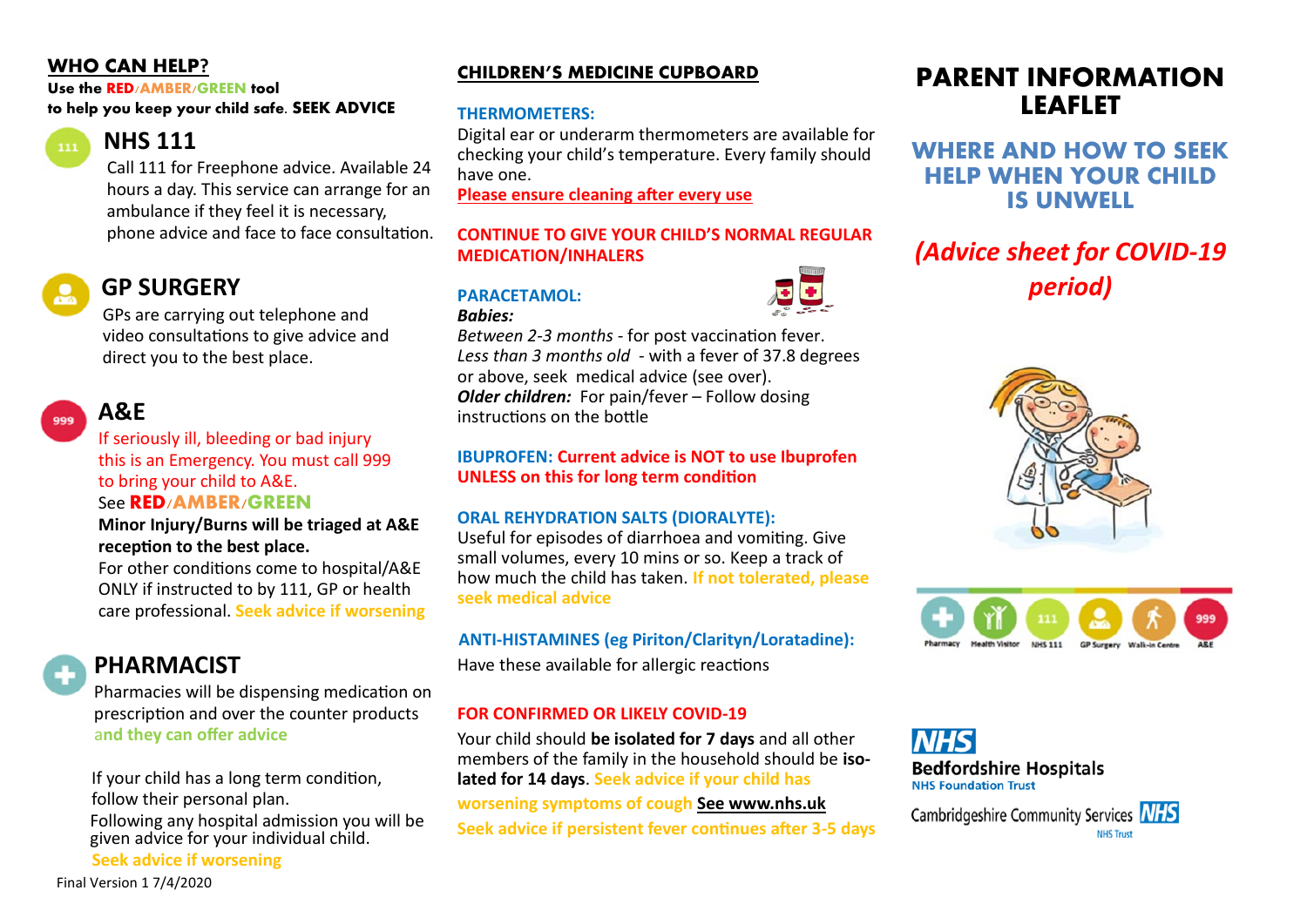## WHO CAN HELP?

**Use the RED/AMBER/GREEN tool to help you keep your child safe. SEEK ADVICE**

### NHS 111

Call 111 for Freephone advice. Available 24 hours a day. This service can arrange for an ambulance if they feel it is necessary, phone advice and face to face consultation.

### GP SURGERY

GPs are carrying out telephone and video consultations to give advice and direct you to the best place.

### A&E

If seriously ill, bleeding or bad injury this is an Emergency. You must call 999 to bring your child to A&E.

See **RED/AMBER/GREEN**

**Minor Injury/Burns will be triaged at A&E reception to the best place.**

For other conditions come to hospital/A&E ONLY if instructed to by 111, GP or health care professional. **Seek advice if worsening**

### PHARMACIST

Pharmacies will be dispensing medication on prescription and over the counter products and they can offer advice

If your child has a long term condition, follow their personal plan.

Following any hospital admission you will be given advice for your individual child.

**Seek advice if worsening**

Final Version 1 7/4/2020

## CHILDREN'S MEDICINE CUPBOARD

**THERMOMETERS:**

Digital ear or underarm thermometers are available for checking your child's temperature. Every family should have one.

**Please ensure cleaning after every use**

**CONTINUE TO GIVE YOUR CHILD'S NORMAL REGULAR MEDICATION/INHALERS**

**PARACETAMOL:**

***Babies:***

*Between 2-3 months* - for post vaccination fever.

*Less than 3 months old* - with a fever of 37.8 degrees or above, seek medical advice (see over).

***Older children:*** For pain/fever – Follow dosing instructions on the bottle

**IBUPROFEN: Current advice is NOT to use Ibuprofen UNLESS on this for long term condition**

**ORAL REHYDRATION SALTS (DIORALYTE):**

Useful for episodes of diarrhoea and vomiting. Give small volumes, every 10 mins or so. Keep a track of how much the child has taken. **If not tolerated, please seek medical advice**

**ANTI-HISTAMINES (eg Piriton/Clarityn/Loratadine):**

Have these available for allergic reactions

**FOR CONFIRMED OR LIKELY COVID-19**

Your child should **be isolated for 7 days** and all other members of the family in the household should be **isolated for 14 days**. **Seek advice if your child has worsening symptoms of cough** **See www.nhs.uk**

**Seek advice if persistent fever continues after 3-5 days**

# PARENT INFORMATION LEAFLET

## WHERE AND HOW TO SEEK HELP WHEN YOUR CHILD IS UNWELL

***(Advice sheet for COVID-19 period)***

Pharmacy | Health Visitor | NHS 111 | GP Surgery | Walk-in Centre | A&E

NHS Bedfordshire Hospitals NHS Foundation Trust

Cambridgeshire Community Services NHS Trust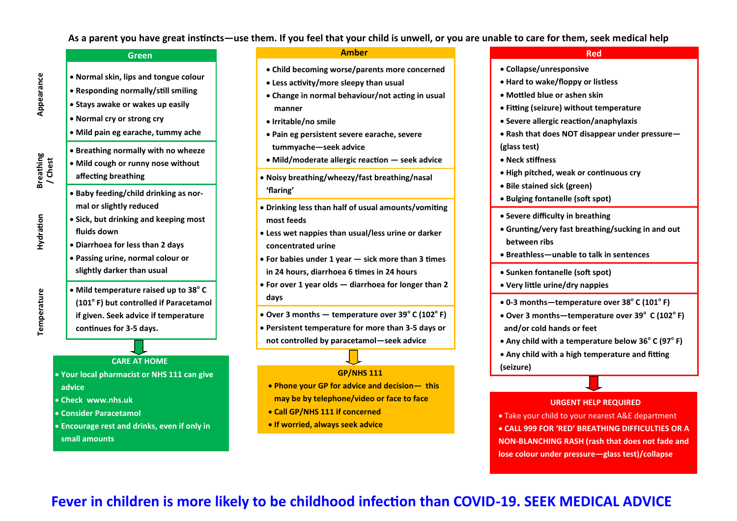**As a parent you have great instincts—use them. If you feel that your child is unwell, or you are unable to care for them, seek medical help**

| | Green | Amber | Red |
|---|---|---|---|
| **Appearance** | • Normal skin, lips and tongue colour<br>• Responding normally/still smiling<br>• Stays awake or wakes up easily<br>• Normal cry or strong cry<br>• Mild pain eg earache, tummy ache | • Child becoming worse/parents more concerned<br>• Less activity/more sleepy than usual<br>• Change in normal behaviour/not acting in usual manner<br>• Irritable/no smile<br>• Pain eg persistent severe earache, severe tummyache—seek advice<br>• Mild/moderate allergic reaction — seek advice | • Collapse/unresponsive<br>• Hard to wake/floppy or listless<br>• Mottled blue or ashen skin<br>• Fitting (seizure) without temperature<br>• Severe allergic reaction/anaphylaxis<br>• Rash that does NOT disappear under pressure—(glass test)<br>• Neck stiffness<br>• High pitched, weak or continuous cry<br>• Bile stained sick (green)<br>• Bulging fontanelle (soft spot) |
| **Breathing / Chest** | • Breathing normally with no wheeze<br>• Mild cough or runny nose without affecting breathing | • Noisy breathing/wheezy/fast breathing/nasal 'flaring' | • Severe difficulty in breathing<br>• Grunting/very fast breathing/sucking in and out between ribs<br>• Breathless—unable to talk in sentences |
| **Hydration** | • Baby feeding/child drinking as normal or slightly reduced<br>• Sick, but drinking and keeping most fluids down<br>• Diarrhoea for less than 2 days<br>• Passing urine, normal colour or slightly darker than usual | • Drinking less than half of usual amounts/vomiting most feeds<br>• Less wet nappies than usual/less urine or darker concentrated urine<br>• For babies under 1 year — sick more than 3 times in 24 hours, diarrhoea 6 times in 24 hours<br>• For over 1 year olds — diarrhoea for longer than 2 days | • Sunken fontanelle (soft spot)<br>• Very little urine/dry nappies |
| **Temperature** | • Mild temperature raised up to 38° C (101° F) but controlled if Paracetamol if given. Seek advice if temperature continues for 3-5 days. | • Over 3 months — temperature over 39° C (102° F)<br>• Persistent temperature for more than 3-5 days or not controlled by paracetamol—seek advice | • 0-3 months—temperature over 38° C (101° F)<br>• Over 3 months—temperature over 39° C (102° F) and/or cold hands or feet<br>• Any child with a temperature below 36° C (97° F)<br>• Any child with a high temperature and fitting (seizure) |
| | **CARE AT HOME**<br>• Your local pharmacist or NHS 111 can give advice<br>• Check www.nhs.uk<br>• Consider Paracetamol<br>• Encourage rest and drinks, even if only in small amounts | **GP/NHS 111**<br>• Phone your GP for advice and decision— this may be by telephone/video or face to face<br>• Call GP/NHS 111 if concerned<br>• If worried, always seek advice | **URGENT HELP REQUIRED**<br>• Take your child to your nearest A&E department<br>• **CALL 999 FOR 'RED' BREATHING DIFFICULTIES OR A NON-BLANCHING RASH (rash that does not fade and lose colour under pressure—glass test)/collapse** |

**Fever in children is more likely to be childhood infection than COVID-19. SEEK MEDICAL ADVICE**